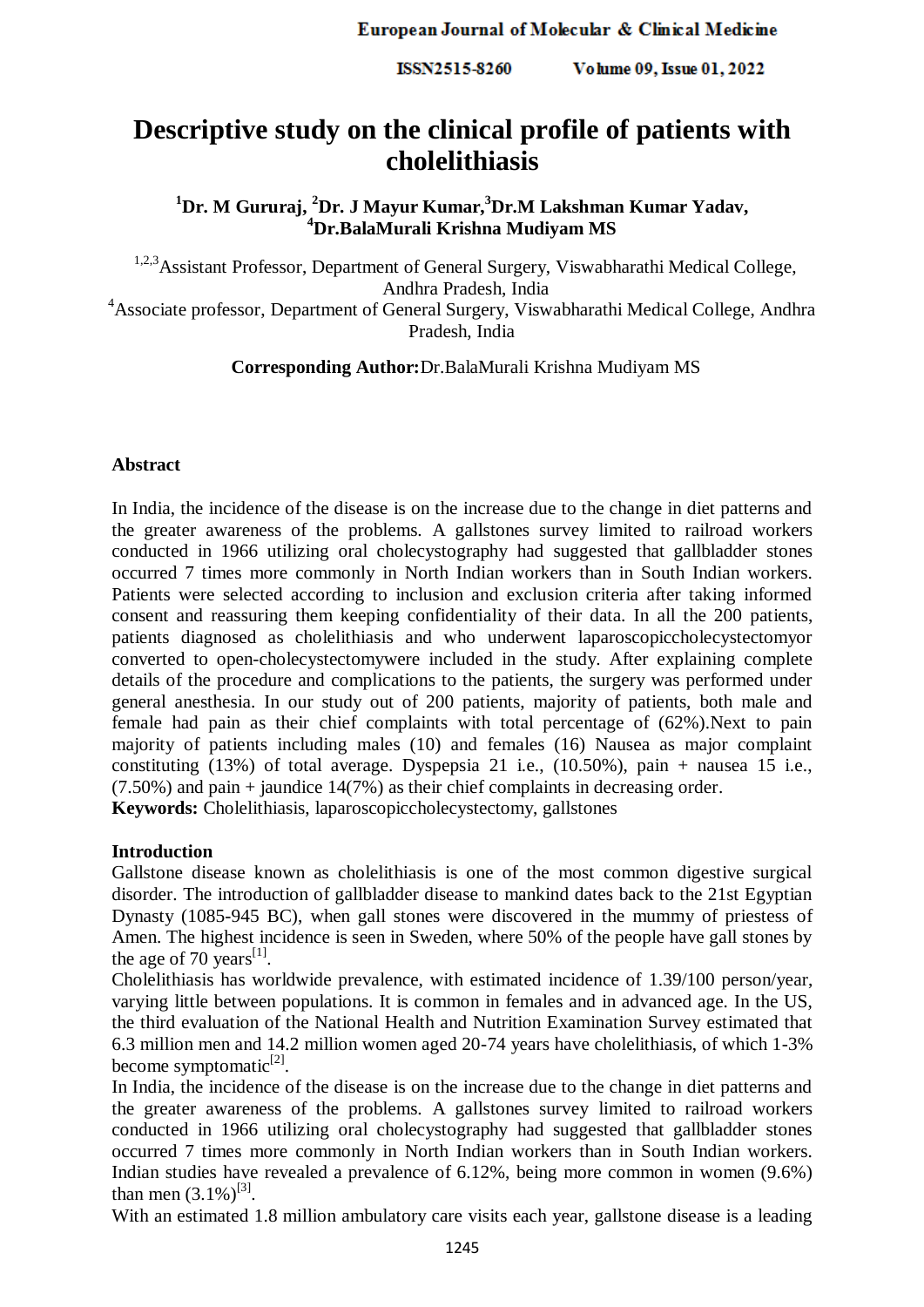# Descriptive study on the clinical profile of patients with cholelithiasis

**[1]Dr. M Gururaj, [2]Dr. J Mayur Kumar,[3]Dr.M Lakshman Kumar Yadav, [4]Dr.BalaMurali Krishna Mudiyam MS**

[1,2,3]Assistant Professor, Department of General Surgery, Viswabharathi Medical College, Andhra Pradesh, India

[4]Associate professor, Department of General Surgery, Viswabharathi Medical College, Andhra Pradesh, India

**Corresponding Author:**Dr.BalaMurali Krishna Mudiyam MS

## Abstract

In India, the incidence of the disease is on the increase due to the change in diet patterns and the greater awareness of the problems. A gallstones survey limited to railroad workers conducted in 1966 utilizing oral cholecystography had suggested that gallbladder stones occurred 7 times more commonly in North Indian workers than in South Indian workers. Patients were selected according to inclusion and exclusion criteria after taking informed consent and reassuring them keeping confidentiality of their data. In all the 200 patients, patients diagnosed as cholelithiasis and who underwent laparoscopiccholecystectomyor converted to open-cholecystectomywere included in the study. After explaining complete details of the procedure and complications to the patients, the surgery was performed under general anesthesia. In our study out of 200 patients, majority of patients, both male and female had pain as their chief complaints with total percentage of (62%).Next to pain majority of patients including males (10) and females (16) Nausea as major complaint constituting (13%) of total average. Dyspepsia 21 i.e., (10.50%), pain + nausea 15 i.e., (7.50%) and pain + jaundice 14(7%) as their chief complaints in decreasing order.

**Keywords:** Cholelithiasis, laparoscopiccholecystectomy, gallstones

## Introduction

Gallstone disease known as cholelithiasis is one of the most common digestive surgical disorder. The introduction of gallbladder disease to mankind dates back to the 21st Egyptian Dynasty (1085-945 BC), when gall stones were discovered in the mummy of priestess of Amen. The highest incidence is seen in Sweden, where 50% of the people have gall stones by the age of 70 years[1].

Cholelithiasis has worldwide prevalence, with estimated incidence of 1.39/100 person/year, varying little between populations. It is common in females and in advanced age. In the US, the third evaluation of the National Health and Nutrition Examination Survey estimated that 6.3 million men and 14.2 million women aged 20-74 years have cholelithiasis, of which 1-3% become symptomatic[2].

In India, the incidence of the disease is on the increase due to the change in diet patterns and the greater awareness of the problems. A gallstones survey limited to railroad workers conducted in 1966 utilizing oral cholecystography had suggested that gallbladder stones occurred 7 times more commonly in North Indian workers than in South Indian workers. Indian studies have revealed a prevalence of 6.12%, being more common in women (9.6%) than men (3.1%)[3].

With an estimated 1.8 million ambulatory care visits each year, gallstone disease is a leading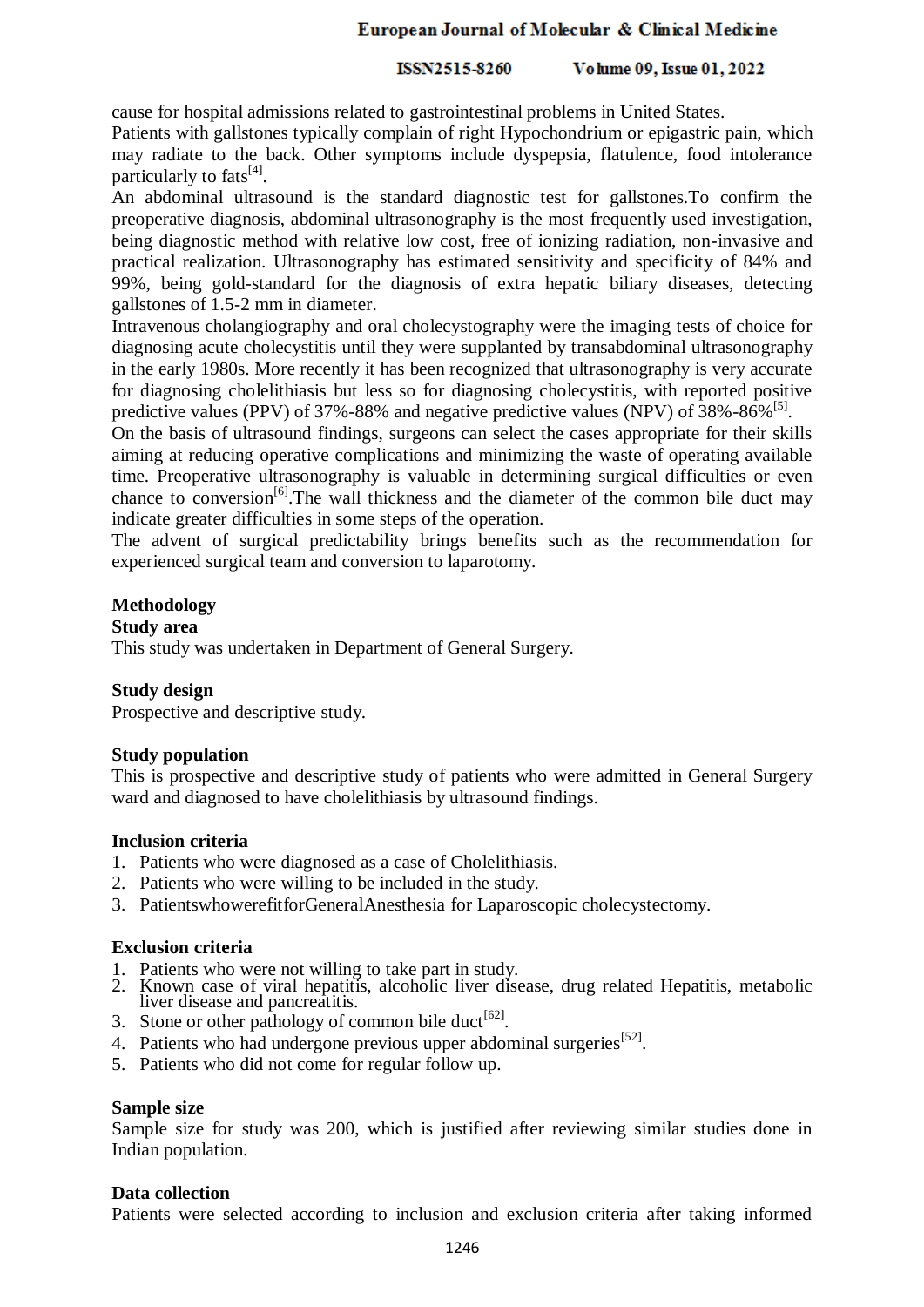cause for hospital admissions related to gastrointestinal problems in United States.

Patients with gallstones typically complain of right Hypochondrium or epigastric pain, which may radiate to the back. Other symptoms include dyspepsia, flatulence, food intolerance particularly to fats[4].

An abdominal ultrasound is the standard diagnostic test for gallstones.To confirm the preoperative diagnosis, abdominal ultrasonography is the most frequently used investigation, being diagnostic method with relative low cost, free of ionizing radiation, non-invasive and practical realization. Ultrasonography has estimated sensitivity and specificity of 84% and 99%, being gold-standard for the diagnosis of extra hepatic biliary diseases, detecting gallstones of 1.5-2 mm in diameter.

Intravenous cholangiography and oral cholecystography were the imaging tests of choice for diagnosing acute cholecystitis until they were supplanted by transabdominal ultrasonography in the early 1980s. More recently it has been recognized that ultrasonography is very accurate for diagnosing cholelithiasis but less so for diagnosing cholecystitis, with reported positive predictive values (PPV) of 37%-88% and negative predictive values (NPV) of 38%-86%[5].

On the basis of ultrasound findings, surgeons can select the cases appropriate for their skills aiming at reducing operative complications and minimizing the waste of operating available time. Preoperative ultrasonography is valuable in determining surgical difficulties or even chance to conversion[6].The wall thickness and the diameter of the common bile duct may indicate greater difficulties in some steps of the operation.

The advent of surgical predictability brings benefits such as the recommendation for experienced surgical team and conversion to laparotomy.

## Methodology

### Study area

This study was undertaken in Department of General Surgery.

### Study design

Prospective and descriptive study.

### Study population

This is prospective and descriptive study of patients who were admitted in General Surgery ward and diagnosed to have cholelithiasis by ultrasound findings.

### Inclusion criteria

1. Patients who were diagnosed as a case of Cholelithiasis.
2. Patients who were willing to be included in the study.
3. PatientswhowerefitforGeneralAnesthesia for Laparoscopic cholecystectomy.

### Exclusion criteria

1. Patients who were not willing to take part in study.
2. Known case of viral hepatitis, alcoholic liver disease, drug related Hepatitis, metabolic liver disease and pancreatitis.
3. Stone or other pathology of common bile duct[62].
4. Patients who had undergone previous upper abdominal surgeries[52].
5. Patients who did not come for regular follow up.

### Sample size

Sample size for study was 200, which is justified after reviewing similar studies done in Indian population.

### Data collection

Patients were selected according to inclusion and exclusion criteria after taking informed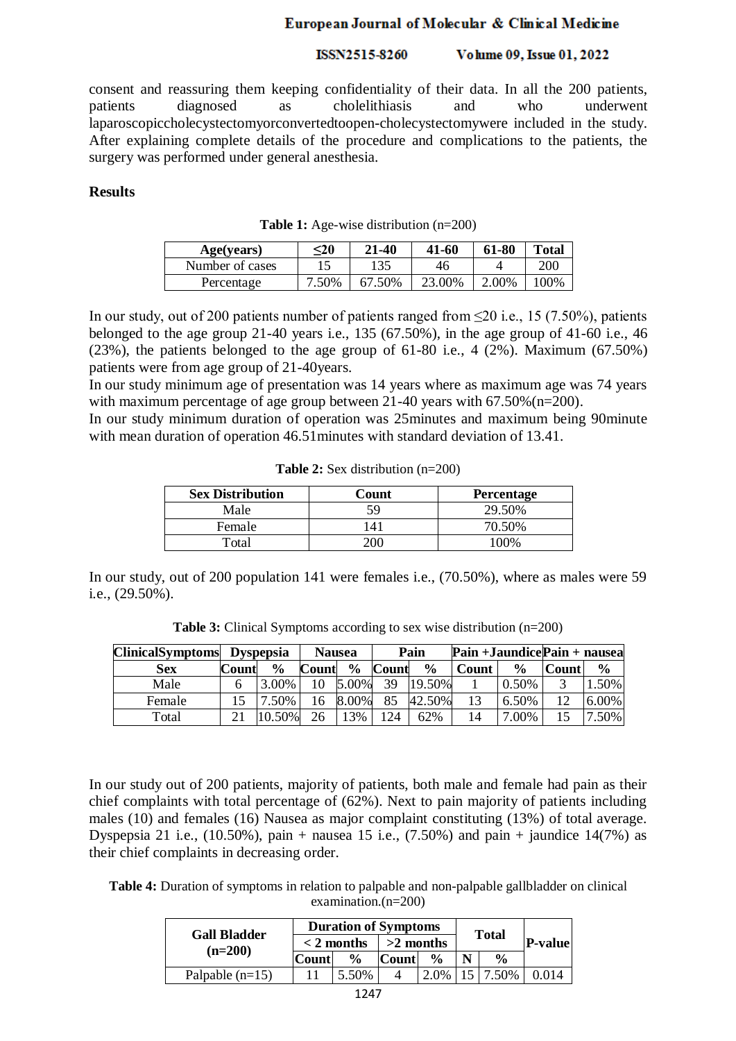consent and reassuring them keeping confidentiality of their data. In all the 200 patients, patients diagnosed as cholelithiasis and who underwent laparoscopiccholecystectomyorconvertedtoopen-cholecystectomywere included in the study. After explaining complete details of the procedure and complications to the patients, the surgery was performed under general anesthesia.

**Results**

**Table 1:** Age-wise distribution (n=200)

| Age(years) | ≤20 | 21-40 | 41-60 | 61-80 | Total |
|---|---|---|---|---|---|
| Number of cases | 15 | 135 | 46 | 4 | 200 |
| Percentage | 7.50% | 67.50% | 23.00% | 2.00% | 100% |

In our study, out of 200 patients number of patients ranged from ≤20 i.e., 15 (7.50%), patients belonged to the age group 21-40 years i.e., 135 (67.50%), in the age group of 41-60 i.e., 46 (23%), the patients belonged to the age group of 61-80 i.e., 4 (2%). Maximum (67.50%) patients were from age group of 21-40years.

In our study minimum age of presentation was 14 years where as maximum age was 74 years with maximum percentage of age group between 21-40 years with 67.50%(n=200).

In our study minimum duration of operation was 25minutes and maximum being 90minute with mean duration of operation 46.51minutes with standard deviation of 13.41.

**Table 2:** Sex distribution (n=200)

| Sex Distribution | Count | Percentage |
|---|---|---|
| Male | 59 | 29.50% |
| Female | 141 | 70.50% |
| Total | 200 | 100% |

In our study, out of 200 population 141 were females i.e., (70.50%), where as males were 59 i.e., (29.50%).

**Table 3:** Clinical Symptoms according to sex wise distribution (n=200)

| ClinicalSymptoms | Dyspepsia | | Nausea | | Pain | | Pain +Jaundice | | Pain + nausea | |
|---|---|---|---|---|---|---|---|---|---|---|
| Sex | Count | % | Count | % | Count | % | Count | % | Count | % |
| Male | 6 | 3.00% | 10 | 5.00% | 39 | 19.50% | 1 | 0.50% | 3 | 1.50% |
| Female | 15 | 7.50% | 16 | 8.00% | 85 | 42.50% | 13 | 6.50% | 12 | 6.00% |
| Total | 21 | 10.50% | 26 | 13% | 124 | 62% | 14 | 7.00% | 15 | 7.50% |

In our study out of 200 patients, majority of patients, both male and female had pain as their chief complaints with total percentage of (62%). Next to pain majority of patients including males (10) and females (16) Nausea as major complaint constituting (13%) of total average. Dyspepsia 21 i.e., (10.50%), pain + nausea 15 i.e., (7.50%) and pain + jaundice 14(7%) as their chief complaints in decreasing order.

**Table 4:** Duration of symptoms in relation to palpable and non-palpable gallbladder on clinical examination.(n=200)

| Gall Bladder (n=200) | Duration of Symptoms | | | | Total | | P-value |
|---|---|---|---|---|---|---|---|
| | < 2 months | | >2 months | | | | |
| | Count | % | Count | % | N | % | |
| Palpable (n=15) | 11 | 5.50% | 4 | 2.0% | 15 | 7.50% | 0.014 |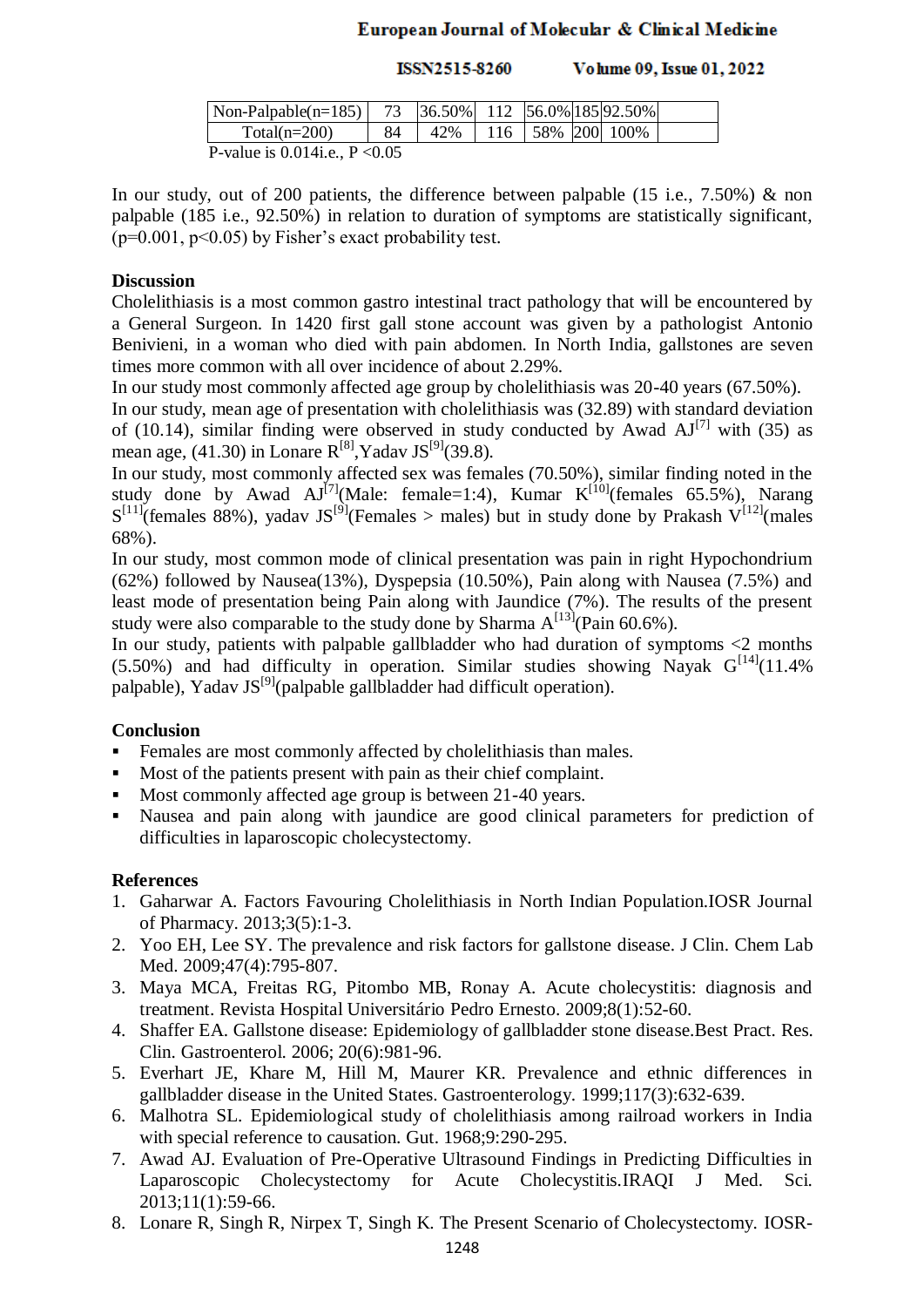| Non-Palpable(n=185) | 73 | 36.50% | 112 | 56.0% | 185 | 92.50% | |
|---|---|---|---|---|---|---|---|
| Total(n=200) | 84 | 42% | 116 | 58% | 200 | 100% | |

P-value is 0.014i.e., P <0.05

In our study, out of 200 patients, the difference between palpable (15 i.e., 7.50%) & non palpable (185 i.e., 92.50%) in relation to duration of symptoms are statistically significant, (p=0.001, p<0.05) by Fisher's exact probability test.

## Discussion

Cholelithiasis is a most common gastro intestinal tract pathology that will be encountered by a General Surgeon. In 1420 first gall stone account was given by a pathologist Antonio Benivieni, in a woman who died with pain abdomen. In North India, gallstones are seven times more common with all over incidence of about 2.29%.

In our study most commonly affected age group by cholelithiasis was 20-40 years (67.50%).

In our study, mean age of presentation with cholelithiasis was (32.89) with standard deviation of (10.14), similar finding were observed in study conducted by Awad AJ[7] with (35) as mean age, (41.30) in Lonare R[8],Yadav JS[9](39.8).

In our study, most commonly affected sex was females (70.50%), similar finding noted in the study done by Awad AJ[7](Male: female=1:4), Kumar K[10](females 65.5%), Narang S[11](females 88%), yadav JS[9](Females > males) but in study done by Prakash V[12](males 68%).

In our study, most common mode of clinical presentation was pain in right Hypochondrium (62%) followed by Nausea(13%), Dyspepsia (10.50%), Pain along with Nausea (7.5%) and least mode of presentation being Pain along with Jaundice (7%). The results of the present study were also comparable to the study done by Sharma A[13](Pain 60.6%).

In our study, patients with palpable gallbladder who had duration of symptoms <2 months (5.50%) and had difficulty in operation. Similar studies showing Nayak G[14](11.4% palpable), Yadav JS[9](palpable gallbladder had difficult operation).

## Conclusion

- Females are most commonly affected by cholelithiasis than males.
- Most of the patients present with pain as their chief complaint.
- Most commonly affected age group is between 21-40 years.
- Nausea and pain along with jaundice are good clinical parameters for prediction of difficulties in laparoscopic cholecystectomy.

## References

1. Gaharwar A. Factors Favouring Cholelithiasis in North Indian Population.IOSR Journal of Pharmacy. 2013;3(5):1-3.
2. Yoo EH, Lee SY. The prevalence and risk factors for gallstone disease. J Clin. Chem Lab Med. 2009;47(4):795-807.
3. Maya MCA, Freitas RG, Pitombo MB, Ronay A. Acute cholecystitis: diagnosis and treatment. Revista Hospital Universitário Pedro Ernesto. 2009;8(1):52-60.
4. Shaffer EA. Gallstone disease: Epidemiology of gallbladder stone disease.Best Pract. Res. Clin. Gastroenterol. 2006; 20(6):981-96.
5. Everhart JE, Khare M, Hill M, Maurer KR. Prevalence and ethnic differences in gallbladder disease in the United States. Gastroenterology. 1999;117(3):632-639.
6. Malhotra SL. Epidemiological study of cholelithiasis among railroad workers in India with special reference to causation. Gut. 1968;9:290-295.
7. Awad AJ. Evaluation of Pre-Operative Ultrasound Findings in Predicting Difficulties in Laparoscopic Cholecystectomy for Acute Cholecystitis.IRAQI J Med. Sci. 2013;11(1):59-66.
8. Lonare R, Singh R, Nirpex T, Singh K. The Present Scenario of Cholecystectomy. IOSR-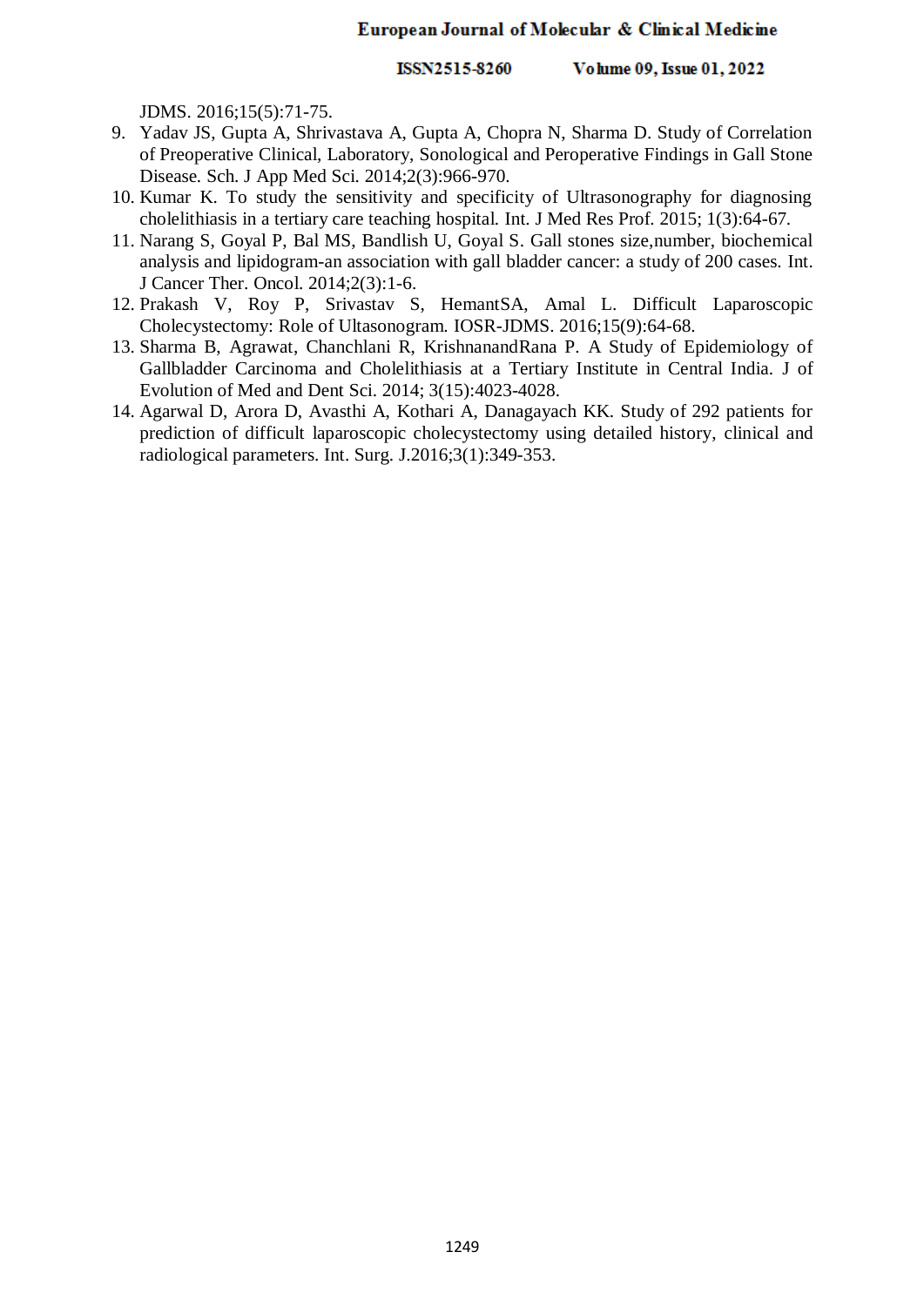JDMS. 2016;15(5):71-75.

9. Yadav JS, Gupta A, Shrivastava A, Gupta A, Chopra N, Sharma D. Study of Correlation of Preoperative Clinical, Laboratory, Sonological and Peroperative Findings in Gall Stone Disease. Sch. J App Med Sci. 2014;2(3):966-970.
10. Kumar K. To study the sensitivity and specificity of Ultrasonography for diagnosing cholelithiasis in a tertiary care teaching hospital. Int. J Med Res Prof. 2015; 1(3):64-67.
11. Narang S, Goyal P, Bal MS, Bandlish U, Goyal S. Gall stones size,number, biochemical analysis and lipidogram-an association with gall bladder cancer: a study of 200 cases. Int. J Cancer Ther. Oncol. 2014;2(3):1-6.
12. Prakash V, Roy P, Srivastav S, HemantSA, Amal L. Difficult Laparoscopic Cholecystectomy: Role of Ultasonogram. IOSR-JDMS. 2016;15(9):64-68.
13. Sharma B, Agrawat, Chanchlani R, KrishnanandRana P. A Study of Epidemiology of Gallbladder Carcinoma and Cholelithiasis at a Tertiary Institute in Central India. J of Evolution of Med and Dent Sci. 2014; 3(15):4023-4028.
14. Agarwal D, Arora D, Avasthi A, Kothari A, Danagayach KK. Study of 292 patients for prediction of difficult laparoscopic cholecystectomy using detailed history, clinical and radiological parameters. Int. Surg. J.2016;3(1):349-353.